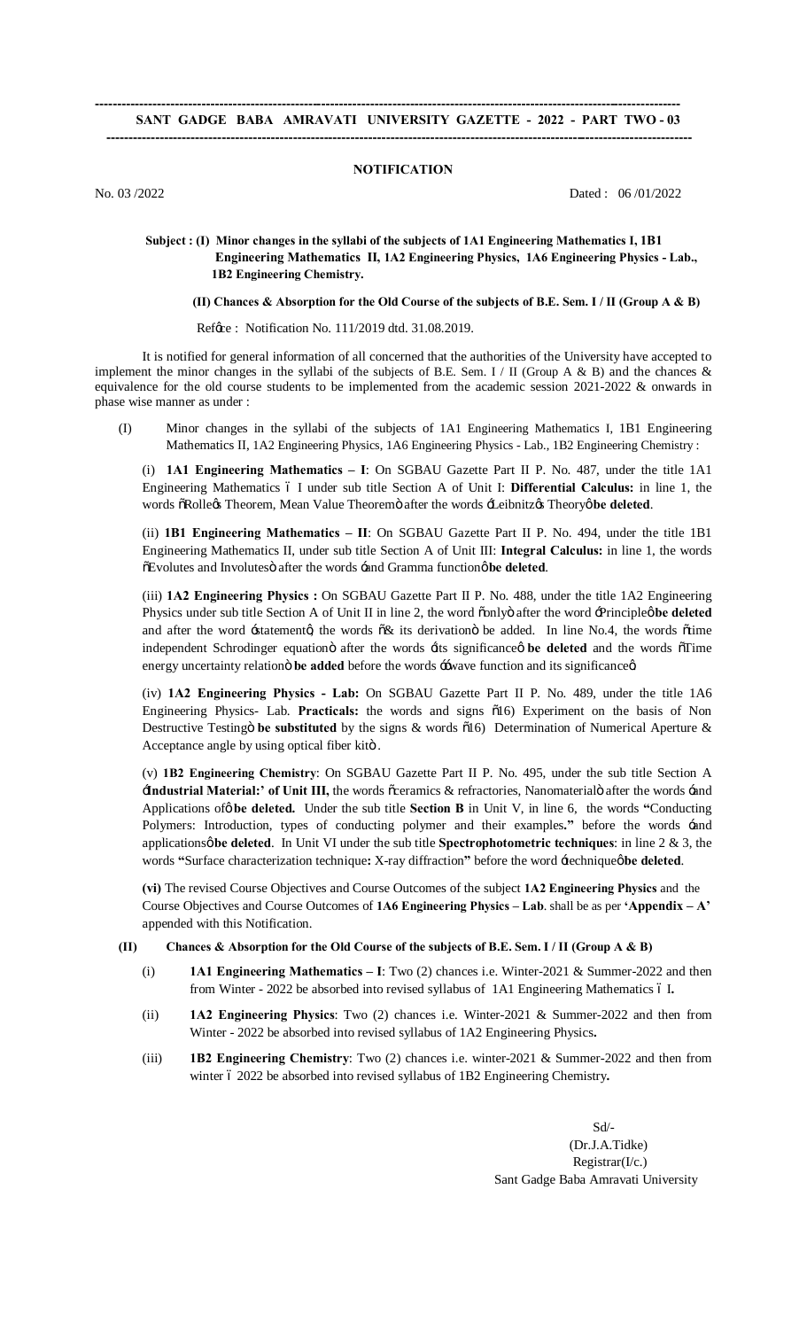**SANT GADGE BABA AMRAVATI UNIVERSITY GAZETTE - 2022 - PART TWO - 03**

## NOTIFICATION

No. 03 /2022 Dated : 06 /01/2022

**Subject : (I) Minor changes in the syllabi of the subjects of 1A1 Engineering Mathematics I, 1B1 Engineering Mathematics II, 1A2 Engineering Physics, 1A6 Engineering Physics - Lab., 1B2 Engineering Chemistry.**

**(II) Chances & Absorption for the Old Course of the subjects of B.E. Sem. I / II (Group A & B)**

Ref'ce : Notification No. 111/2019 dtd. 31.08.2019.

It is notified for general information of all concerned that the authorities of the University have accepted to implement the minor changes in the syllabi of the subjects of B.E. Sem. I / II (Group A & B) and the chances & equivalence for the old course students to be implemented from the academic session 2021-2022 & onwards in phase wise manner as under :

(I) Minor changes in the syllabi of the subjects of 1A1 Engineering Mathematics I, 1B1 Engineering Mathematics II, 1A2 Engineering Physics, 1A6 Engineering Physics - Lab., 1B2 Engineering Chemistry :

(i) **1A1 Engineering Mathematics – I**: On SGBAU Gazette Part II P. No. 487, under the title 1A1 Engineering Mathematics – I under sub title Section A of Unit I: **Differential Calculus:** in line 1, the words "Rolle's Theorem, Mean Value Theorem" after the words 'Leibnitz's Theory' **be deleted**.

(ii) **1B1 Engineering Mathematics – II**: On SGBAU Gazette Part II P. No. 494, under the title 1B1 Engineering Mathematics II, under sub title Section A of Unit III: **Integral Calculus:** in line 1, the words "Evolutes and Involutes" after the words 'and Gramma function' **be deleted**.

(iii) **1A2 Engineering Physics :** On SGBAU Gazette Part II P. No. 488, under the title 1A2 Engineering Physics under sub title Section A of Unit II in line 2, the word "only" after the word 'Principle' **be deleted** and after the word 'statement', the words "& its derivation" be added. In line No.4, the words "time independent Schrodinger equation" after the words 'its significance' **be deleted** and the words "Time energy uncertainty relation" **be added** before the words "wave function and its significance'.

(iv) **1A2 Engineering Physics - Lab:** On SGBAU Gazette Part II P. No. 489, under the title 1A6 Engineering Physics- Lab. **Practicals:** the words and signs "16) Experiment on the basis of Non Destructive Testing" **be substituted** by the signs & words "16) Determination of Numerical Aperture & Acceptance angle by using optical fiber kit".

(v) **1B2 Engineering Chemistry**: On SGBAU Gazette Part II P. No. 495, under the sub title Section A **'Industrial Material:' of Unit III,** the words "ceramics & refractories, Nanomaterial" after the words 'and Applications of' **be deleted.** Under the sub title **Section B** in Unit V, in line 6, the words **"**Conducting Polymers: Introduction, types of conducting polymer and their examples**."** before the words 'and applications' **be deleted**. In Unit VI under the sub title **Spectrophotometric techniques**: in line 2 & 3, the words **"**Surface characterization technique**:** X-ray diffraction**"** before the word 'technique' **be deleted**.

**(vi)** The revised Course Objectives and Course Outcomes of the subject **1A2 Engineering Physics** and the Course Objectives and Course Outcomes of **1A6 Engineering Physics – Lab**. shall be as per **'Appendix – A'** appended with this Notification.

**(II) Chances & Absorption for the Old Course of the subjects of B.E. Sem. I / II (Group A & B)**

(i) **1A1 Engineering Mathematics – I**: Two (2) chances i.e. Winter-2021 & Summer-2022 and then from Winter - 2022 be absorbed into revised syllabus of 1A1 Engineering Mathematics – I**.**

(ii) **1A2 Engineering Physics**: Two (2) chances i.e. Winter-2021 & Summer-2022 and then from Winter - 2022 be absorbed into revised syllabus of 1A2 Engineering Physics**.**

(iii) **1B2 Engineering Chemistry**: Two (2) chances i.e. winter-2021 & Summer-2022 and then from winter – 2022 be absorbed into revised syllabus of 1B2 Engineering Chemistry**.**

Sd/-
(Dr.J.A.Tidke)
Registrar(I/c.)
Sant Gadge Baba Amravati University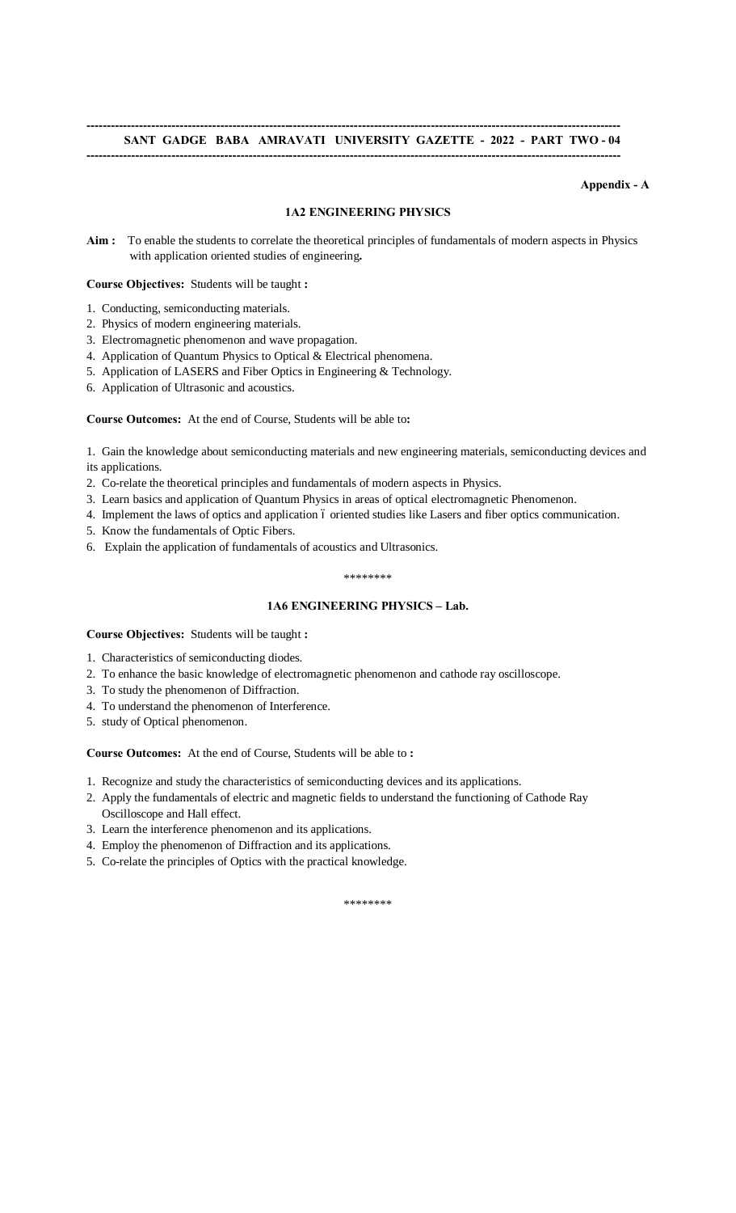Appendix - A

## 1A2 ENGINEERING PHYSICS

**Aim :** To enable the students to correlate the theoretical principles of fundamentals of modern aspects in Physics with application oriented studies of engineering**.**

**Course Objectives:** Students will be taught **:**

1. Conducting, semiconducting materials.
2. Physics of modern engineering materials.
3. Electromagnetic phenomenon and wave propagation.
4. Application of Quantum Physics to Optical & Electrical phenomena.
5. Application of LASERS and Fiber Optics in Engineering & Technology.
6. Application of Ultrasonic and acoustics.

**Course Outcomes:** At the end of Course, Students will be able to**:**

1. Gain the knowledge about semiconducting materials and new engineering materials, semiconducting devices and its applications.
2. Co-relate the theoretical principles and fundamentals of modern aspects in Physics.
3. Learn basics and application of Quantum Physics in areas of optical electromagnetic Phenomenon.
4. Implement the laws of optics and application ó oriented studies like Lasers and fiber optics communication.
5. Know the fundamentals of Optic Fibers.
6. Explain the application of fundamentals of acoustics and Ultrasonics.

*******

## 1A6 ENGINEERING PHYSICS – Lab.

**Course Objectives:** Students will be taught **:**

1. Characteristics of semiconducting diodes.
2. To enhance the basic knowledge of electromagnetic phenomenon and cathode ray oscilloscope.
3. To study the phenomenon of Diffraction.
4. To understand the phenomenon of Interference.
5. study of Optical phenomenon.

**Course Outcomes:** At the end of Course, Students will be able to **:**

1. Recognize and study the characteristics of semiconducting devices and its applications.
2. Apply the fundamentals of electric and magnetic fields to understand the functioning of Cathode Ray Oscilloscope and Hall effect.
3. Learn the interference phenomenon and its applications.
4. Employ the phenomenon of Diffraction and its applications.
5. Co-relate the principles of Optics with the practical knowledge.

*******